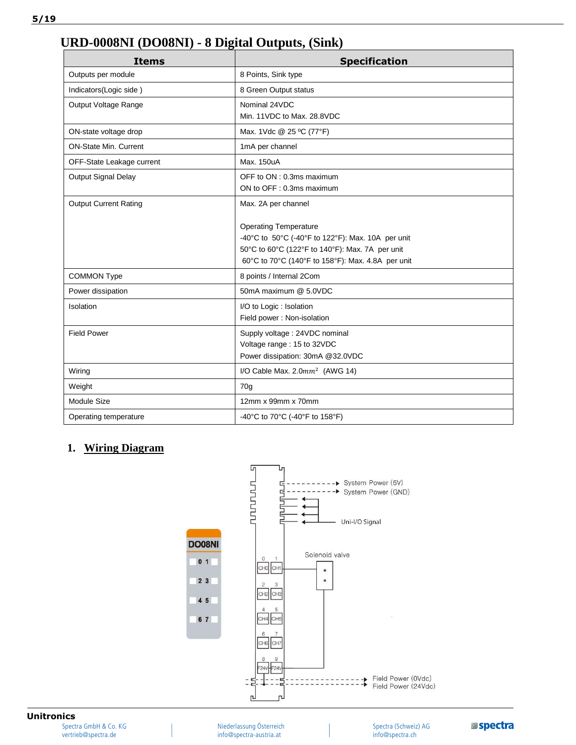# URD-0008NI (DO08NI) - 8 Digital Outputs, (Sink)

| Items | Specification |
|---|---|
| Outputs per module | 8 Points, Sink type |
| Indicators(Logic side ) | 8 Green Output status |
| Output Voltage Range | Nominal 24VDC<br>Min. 11VDC to Max. 28.8VDC |
| ON-state voltage drop | Max. 1Vdc @ 25 ºC (77°F) |
| ON-State Min. Current | 1mA per channel |
| OFF-State Leakage current | Max. 150uA |
| Output Signal Delay | OFF to ON : 0.3ms maximum<br>ON to OFF : 0.3ms maximum |
| Output Current Rating | Max. 2A per channel<br><br>Operating Temperature<br>-40°C to 50°C (-40°F to 122°F): Max. 10A per unit<br>50°C to 60°C (122°F to 140°F): Max. 7A per unit<br>60°C to 70°C (140°F to 158°F): Max. 4.8A per unit |
| COMMON Type | 8 points / Internal 2Com |
| Power dissipation | 50mA maximum @ 5.0VDC |
| Isolation | I/O to Logic : Isolation<br>Field power : Non-isolation |
| Field Power | Supply voltage : 24VDC nominal<br>Voltage range : 15 to 32VDC<br>Power dissipation: 30mA @32.0VDC |
| Wiring | I/O Cable Max. 2.0$mm^2$ (AWG 14) |
| Weight | 70g |
| Module Size | 12mm x 99mm x 70mm |
| Operating temperature | -40°C to 70°C (-40°F to 158°F) |

## 1. Wiring Diagram

DO08NI

System Power (5V)
System Power (GND)
Uni-I/O Signal
Solenoid valve
CH0 CH1 CH2 CH3 CH4 CH5 CH6 CH7 F24V F24V
Field Power (0Vdc)
Field Power (24Vdc)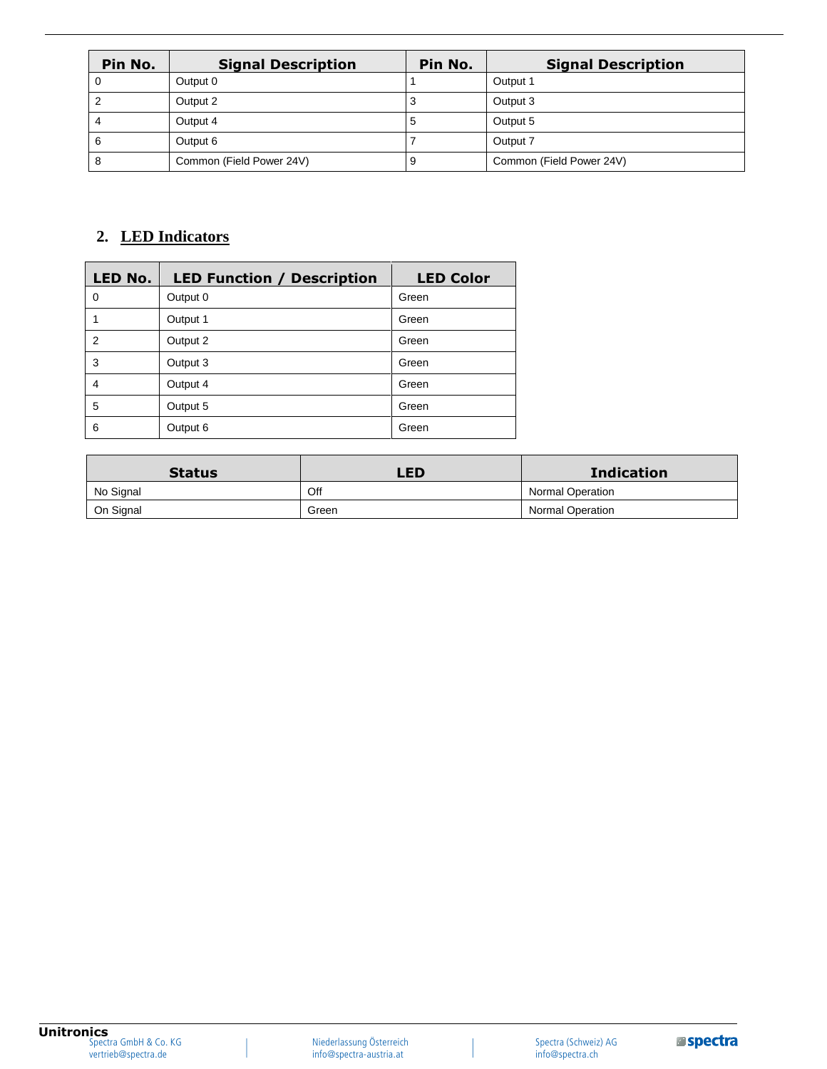| Pin No. | Signal Description | Pin No. | Signal Description |
|---|---|---|---|
| 0 | Output 0 | 1 | Output 1 |
| 2 | Output 2 | 3 | Output 3 |
| 4 | Output 4 | 5 | Output 5 |
| 6 | Output 6 | 7 | Output 7 |
| 8 | Common (Field Power 24V) | 9 | Common (Field Power 24V) |

## 2. LED Indicators

| LED No. | LED Function / Description | LED Color |
|---|---|---|
| 0 | Output 0 | Green |
| 1 | Output 1 | Green |
| 2 | Output 2 | Green |
| 3 | Output 3 | Green |
| 4 | Output 4 | Green |
| 5 | Output 5 | Green |
| 6 | Output 6 | Green |

| Status | LED | Indication |
|---|---|---|
| No Signal | Off | Normal Operation |
| On Signal | Green | Normal Operation |